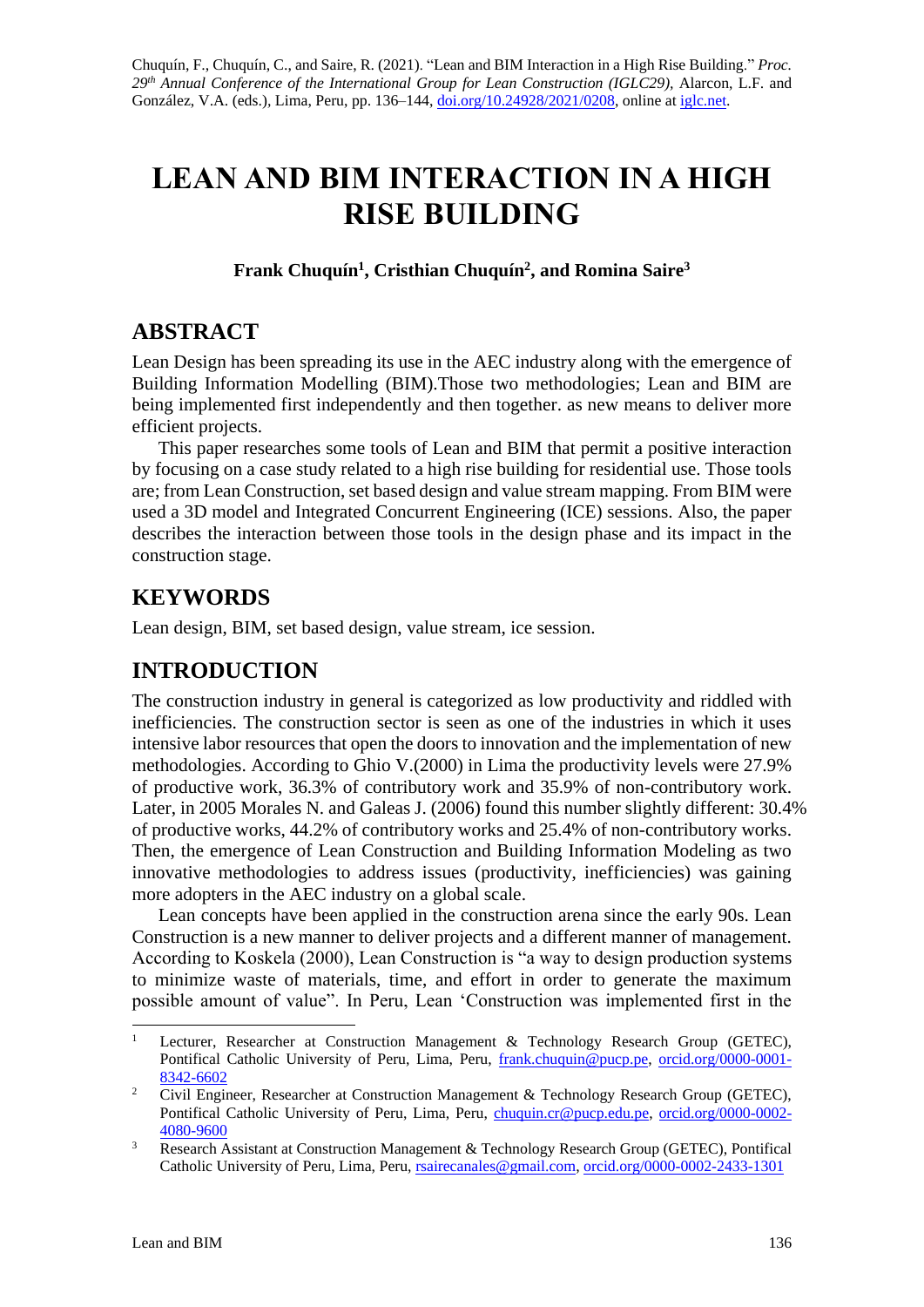Chuquín, F., Chuquín, C., and Saire, R. (2021). "Lean and BIM Interaction in a High Rise Building." *Proc. 29th Annual Conference of the International Group for Lean Construction (IGLC29),* Alarcon, L.F. and González, V.A. (eds.), Lima, Peru, pp. 136–144, doi.org/10.24928/2021/0208, online at iglc.net.

# LEAN AND BIM INTERACTION IN A HIGH RISE BUILDING

**Frank Chuquín[1], Cristhian Chuquín[2], and Romina Saire[3]**

## ABSTRACT

Lean Design has been spreading its use in the AEC industry along with the emergence of Building Information Modelling (BIM).Those two methodologies; Lean and BIM are being implemented first independently and then together. as new means to deliver more efficient projects.

This paper researches some tools of Lean and BIM that permit a positive interaction by focusing on a case study related to a high rise building for residential use. Those tools are; from Lean Construction, set based design and value stream mapping. From BIM were used a 3D model and Integrated Concurrent Engineering (ICE) sessions. Also, the paper describes the interaction between those tools in the design phase and its impact in the construction stage.

## KEYWORDS

Lean design, BIM, set based design, value stream, ice session.

## INTRODUCTION

The construction industry in general is categorized as low productivity and riddled with inefficiencies. The construction sector is seen as one of the industries in which it uses intensive labor resources that open the doors to innovation and the implementation of new methodologies. According to Ghio V.(2000) in Lima the productivity levels were 27.9% of productive work, 36.3% of contributory work and 35.9% of non-contributory work. Later, in 2005 Morales N. and Galeas J. (2006) found this number slightly different: 30.4% of productive works, 44.2% of contributory works and 25.4% of non-contributory works. Then, the emergence of Lean Construction and Building Information Modeling as two innovative methodologies to address issues (productivity, inefficiencies) was gaining more adopters in the AEC industry on a global scale.

Lean concepts have been applied in the construction arena since the early 90s. Lean Construction is a new manner to deliver projects and a different manner of management. According to Koskela (2000), Lean Construction is "a way to design production systems to minimize waste of materials, time, and effort in order to generate the maximum possible amount of value". In Peru, Lean 'Construction was implemented first in the

---

[1] Lecturer, Researcher at Construction Management & Technology Research Group (GETEC), Pontifical Catholic University of Peru, Lima, Peru, frank.chuquin@pucp.pe, orcid.org/0000-0001-8342-6602

[2] Civil Engineer, Researcher at Construction Management & Technology Research Group (GETEC), Pontifical Catholic University of Peru, Lima, Peru, chuquin.cr@pucp.edu.pe, orcid.org/0000-0002-4080-9600

[3] Research Assistant at Construction Management & Technology Research Group (GETEC), Pontifical Catholic University of Peru, Lima, Peru, rsairecanales@gmail.com, orcid.org/0000-0002-2433-1301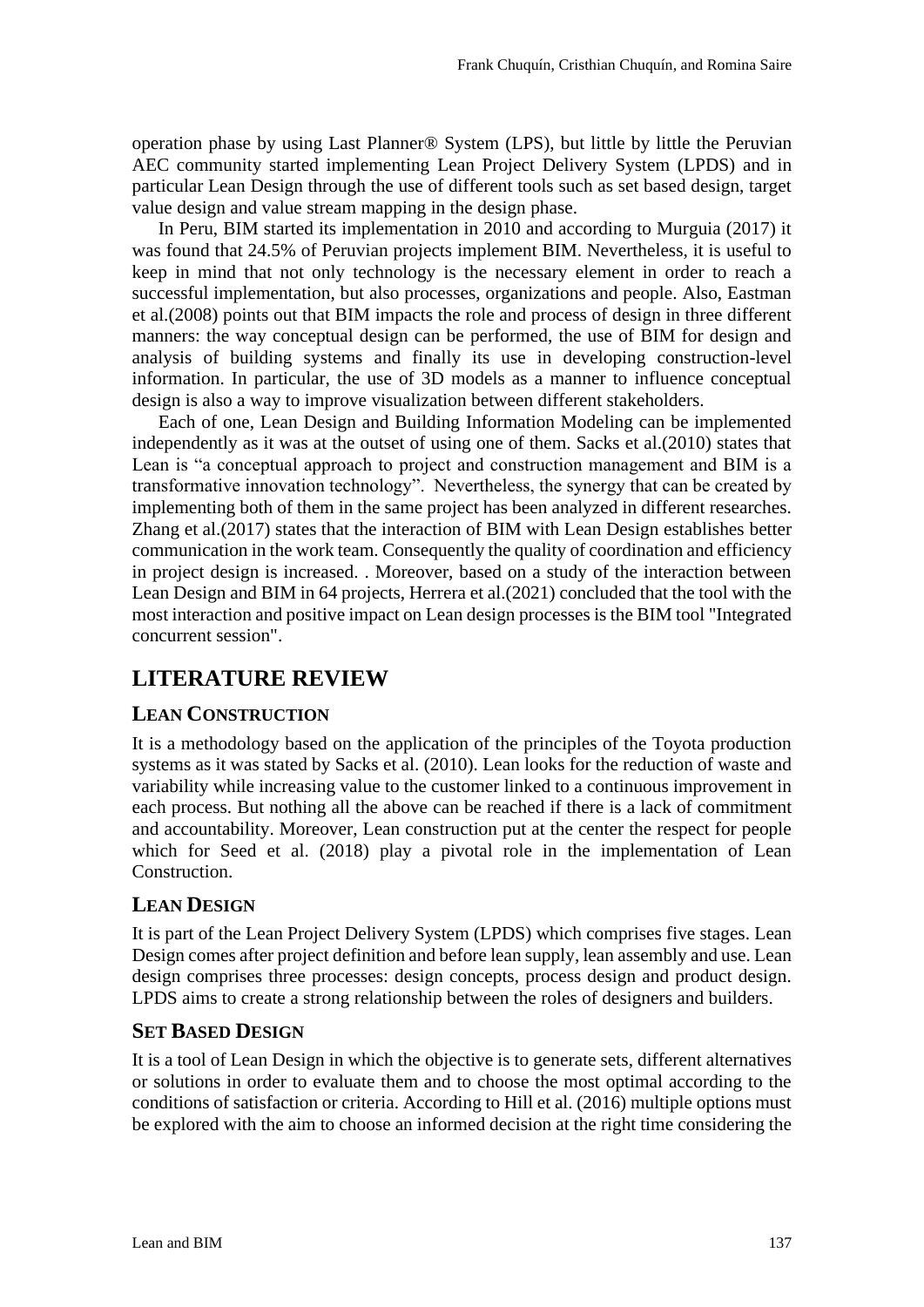operation phase by using Last Planner® System (LPS), but little by little the Peruvian AEC community started implementing Lean Project Delivery System (LPDS) and in particular Lean Design through the use of different tools such as set based design, target value design and value stream mapping in the design phase.

In Peru, BIM started its implementation in 2010 and according to Murguia (2017) it was found that 24.5% of Peruvian projects implement BIM. Nevertheless, it is useful to keep in mind that not only technology is the necessary element in order to reach a successful implementation, but also processes, organizations and people. Also, Eastman et al.(2008) points out that BIM impacts the role and process of design in three different manners: the way conceptual design can be performed, the use of BIM for design and analysis of building systems and finally its use in developing construction-level information. In particular, the use of 3D models as a manner to influence conceptual design is also a way to improve visualization between different stakeholders.

Each of one, Lean Design and Building Information Modeling can be implemented independently as it was at the outset of using one of them. Sacks et al.(2010) states that Lean is "a conceptual approach to project and construction management and BIM is a transformative innovation technology". Nevertheless, the synergy that can be created by implementing both of them in the same project has been analyzed in different researches. Zhang et al.(2017) states that the interaction of BIM with Lean Design establishes better communication in the work team. Consequently the quality of coordination and efficiency in project design is increased. . Moreover, based on a study of the interaction between Lean Design and BIM in 64 projects, Herrera et al.(2021) concluded that the tool with the most interaction and positive impact on Lean design processes is the BIM tool "Integrated concurrent session".

# LITERATURE REVIEW

## LEAN CONSTRUCTION

It is a methodology based on the application of the principles of the Toyota production systems as it was stated by Sacks et al. (2010). Lean looks for the reduction of waste and variability while increasing value to the customer linked to a continuous improvement in each process. But nothing all the above can be reached if there is a lack of commitment and accountability. Moreover, Lean construction put at the center the respect for people which for Seed et al. (2018) play a pivotal role in the implementation of Lean Construction.

## LEAN DESIGN

It is part of the Lean Project Delivery System (LPDS) which comprises five stages. Lean Design comes after project definition and before lean supply, lean assembly and use. Lean design comprises three processes: design concepts, process design and product design. LPDS aims to create a strong relationship between the roles of designers and builders.

## SET BASED DESIGN

It is a tool of Lean Design in which the objective is to generate sets, different alternatives or solutions in order to evaluate them and to choose the most optimal according to the conditions of satisfaction or criteria. According to Hill et al. (2016) multiple options must be explored with the aim to choose an informed decision at the right time considering the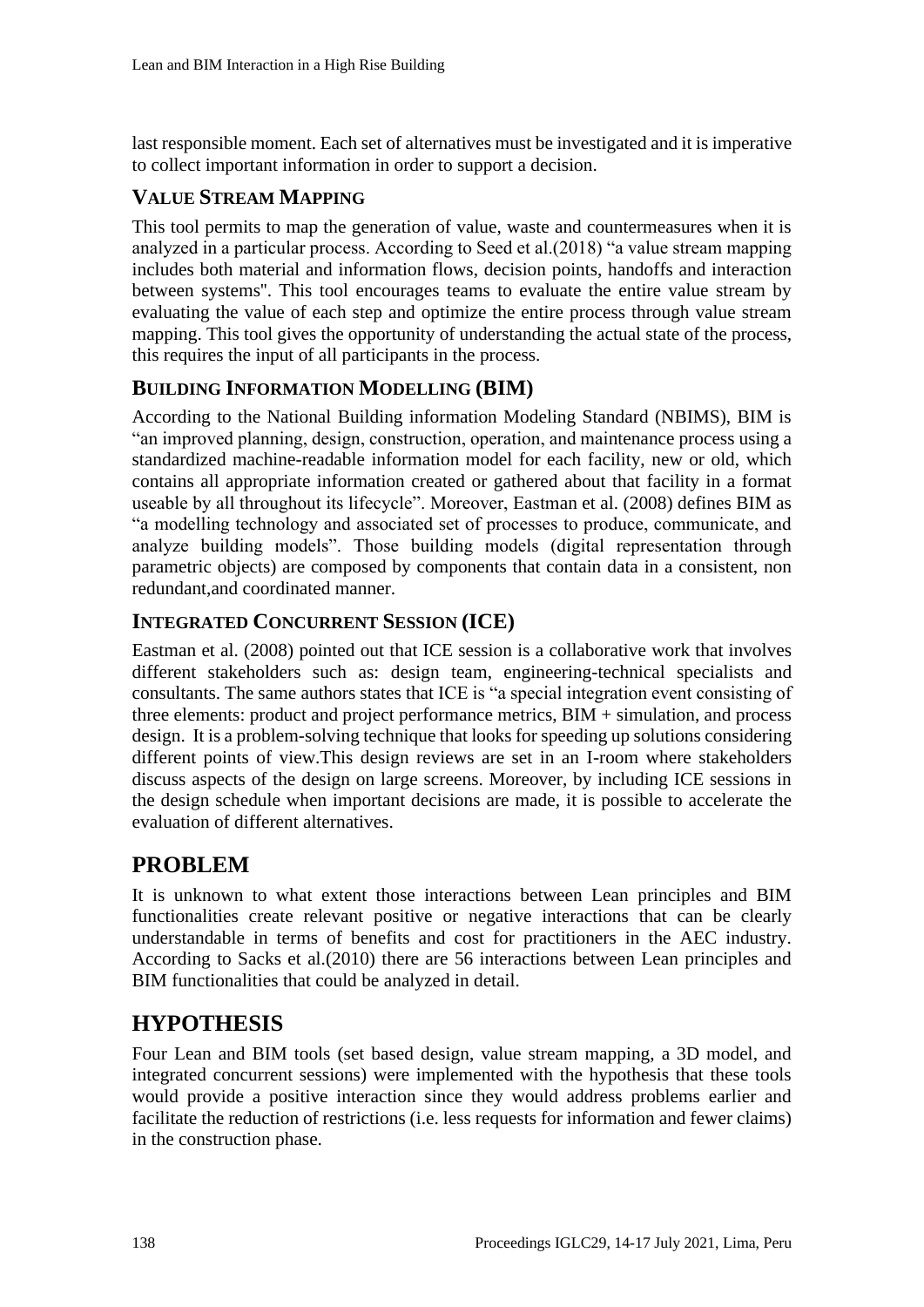last responsible moment. Each set of alternatives must be investigated and it is imperative to collect important information in order to support a decision.

### VALUE STREAM MAPPING

This tool permits to map the generation of value, waste and countermeasures when it is analyzed in a particular process. According to Seed et al.(2018) "a value stream mapping includes both material and information flows, decision points, handoffs and interaction between systems". This tool encourages teams to evaluate the entire value stream by evaluating the value of each step and optimize the entire process through value stream mapping. This tool gives the opportunity of understanding the actual state of the process, this requires the input of all participants in the process.

### BUILDING INFORMATION MODELLING (BIM)

According to the National Building information Modeling Standard (NBIMS), BIM is "an improved planning, design, construction, operation, and maintenance process using a standardized machine-readable information model for each facility, new or old, which contains all appropriate information created or gathered about that facility in a format useable by all throughout its lifecycle". Moreover, Eastman et al. (2008) defines BIM as "a modelling technology and associated set of processes to produce, communicate, and analyze building models". Those building models (digital representation through parametric objects) are composed by components that contain data in a consistent, non redundant,and coordinated manner.

### INTEGRATED CONCURRENT SESSION (ICE)

Eastman et al. (2008) pointed out that ICE session is a collaborative work that involves different stakeholders such as: design team, engineering-technical specialists and consultants. The same authors states that ICE is "a special integration event consisting of three elements: product and project performance metrics, BIM + simulation, and process design. It is a problem-solving technique that looks for speeding up solutions considering different points of view.This design reviews are set in an I-room where stakeholders discuss aspects of the design on large screens. Moreover, by including ICE sessions in the design schedule when important decisions are made, it is possible to accelerate the evaluation of different alternatives.

## PROBLEM

It is unknown to what extent those interactions between Lean principles and BIM functionalities create relevant positive or negative interactions that can be clearly understandable in terms of benefits and cost for practitioners in the AEC industry. According to Sacks et al.(2010) there are 56 interactions between Lean principles and BIM functionalities that could be analyzed in detail.

## HYPOTHESIS

Four Lean and BIM tools (set based design, value stream mapping, a 3D model, and integrated concurrent sessions) were implemented with the hypothesis that these tools would provide a positive interaction since they would address problems earlier and facilitate the reduction of restrictions (i.e. less requests for information and fewer claims) in the construction phase.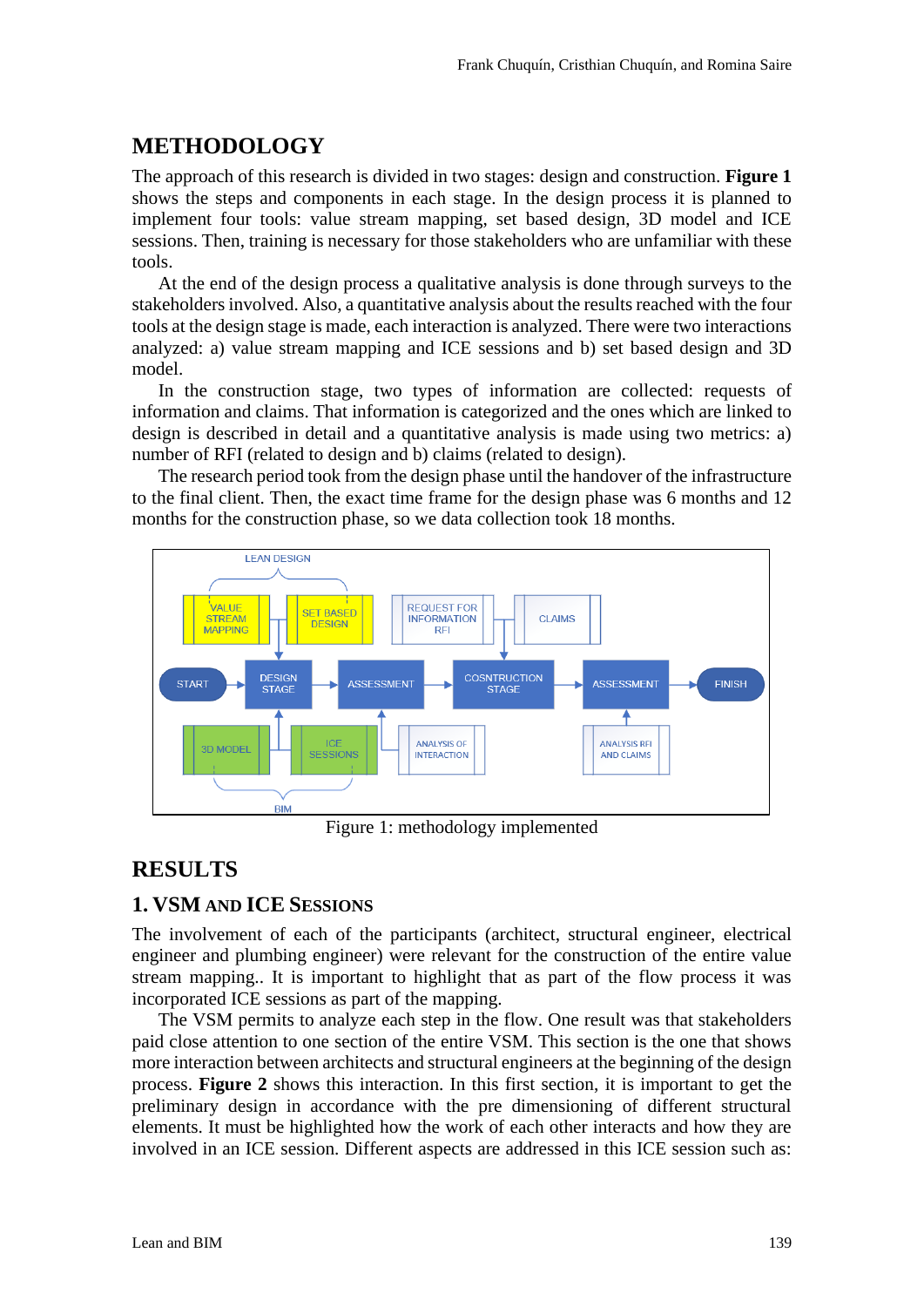## METHODOLOGY

The approach of this research is divided in two stages: design and construction. **Figure 1** shows the steps and components in each stage. In the design process it is planned to implement four tools: value stream mapping, set based design, 3D model and ICE sessions. Then, training is necessary for those stakeholders who are unfamiliar with these tools.

At the end of the design process a qualitative analysis is done through surveys to the stakeholders involved. Also, a quantitative analysis about the results reached with the four tools at the design stage is made, each interaction is analyzed. There were two interactions analyzed: a) value stream mapping and ICE sessions and b) set based design and 3D model.

In the construction stage, two types of information are collected: requests of information and claims. That information is categorized and the ones which are linked to design is described in detail and a quantitative analysis is made using two metrics: a) number of RFI (related to design and b) claims (related to design).

The research period took from the design phase until the handover of the infrastructure to the final client. Then, the exact time frame for the design phase was 6 months and 12 months for the construction phase, so we data collection took 18 months.

Figure 1: methodology implemented

## RESULTS

### 1. VSM and ICE Sessions

The involvement of each of the participants (architect, structural engineer, electrical engineer and plumbing engineer) were relevant for the construction of the entire value stream mapping.. It is important to highlight that as part of the flow process it was incorporated ICE sessions as part of the mapping.

The VSM permits to analyze each step in the flow. One result was that stakeholders paid close attention to one section of the entire VSM. This section is the one that shows more interaction between architects and structural engineers at the beginning of the design process. **Figure 2** shows this interaction. In this first section, it is important to get the preliminary design in accordance with the pre dimensioning of different structural elements. It must be highlighted how the work of each other interacts and how they are involved in an ICE session. Different aspects are addressed in this ICE session such as: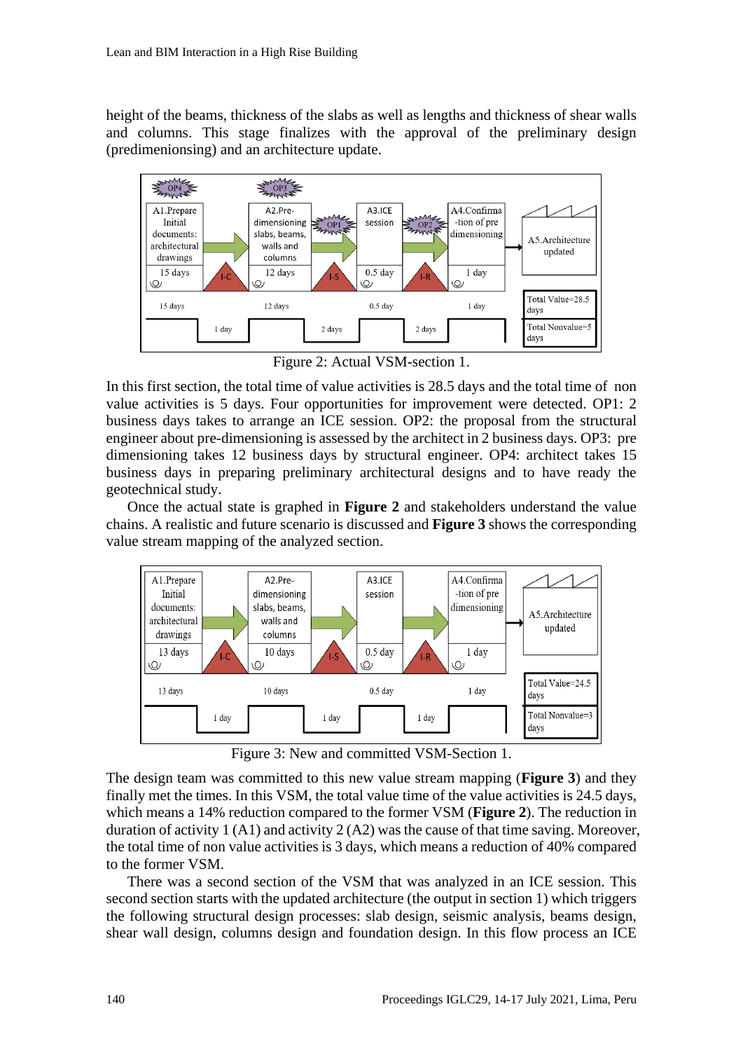height of the beams, thickness of the slabs as well as lengths and thickness of shear walls and columns. This stage finalizes with the approval of the preliminary design (predimenionsing) and an architecture update.

Figure 2: Actual VSM-section 1.

In this first section, the total time of value activities is 28.5 days and the total time of non value activities is 5 days. Four opportunities for improvement were detected. OP1: 2 business days takes to arrange an ICE session. OP2: the proposal from the structural engineer about pre-dimensioning is assessed by the architect in 2 business days. OP3: pre dimensioning takes 12 business days by structural engineer. OP4: architect takes 15 business days in preparing preliminary architectural designs and to have ready the geotechnical study.

Once the actual state is graphed in **Figure 2** and stakeholders understand the value chains. A realistic and future scenario is discussed and **Figure 3** shows the corresponding value stream mapping of the analyzed section.

Figure 3: New and committed VSM-Section 1.

The design team was committed to this new value stream mapping (**Figure 3**) and they finally met the times. In this VSM, the total value time of the value activities is 24.5 days, which means a 14% reduction compared to the former VSM (**Figure 2**). The reduction in duration of activity 1 (A1) and activity 2 (A2) was the cause of that time saving. Moreover, the total time of non value activities is 3 days, which means a reduction of 40% compared to the former VSM.

There was a second section of the VSM that was analyzed in an ICE session. This second section starts with the updated architecture (the output in section 1) which triggers the following structural design processes: slab design, seismic analysis, beams design, shear wall design, columns design and foundation design. In this flow process an ICE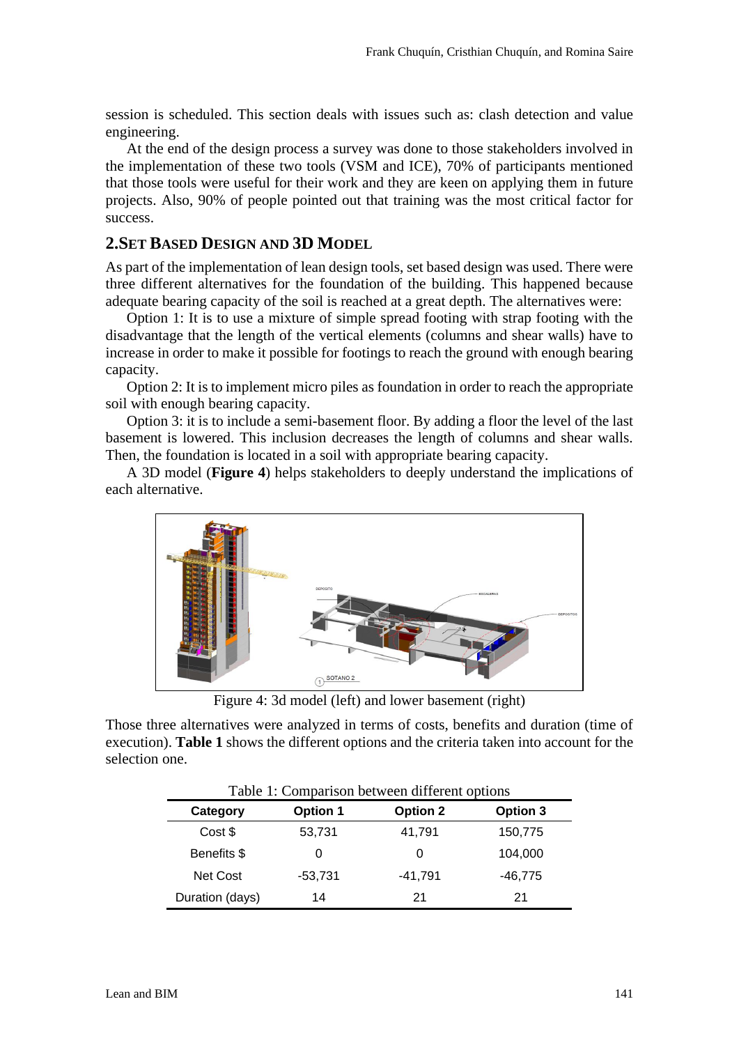session is scheduled. This section deals with issues such as: clash detection and value engineering.

At the end of the design process a survey was done to those stakeholders involved in the implementation of these two tools (VSM and ICE), 70% of participants mentioned that those tools were useful for their work and they are keen on applying them in future projects. Also, 90% of people pointed out that training was the most critical factor for success.

## 2.SET BASED DESIGN AND 3D MODEL

As part of the implementation of lean design tools, set based design was used. There were three different alternatives for the foundation of the building. This happened because adequate bearing capacity of the soil is reached at a great depth. The alternatives were:

Option 1: It is to use a mixture of simple spread footing with strap footing with the disadvantage that the length of the vertical elements (columns and shear walls) have to increase in order to make it possible for footings to reach the ground with enough bearing capacity.

Option 2: It is to implement micro piles as foundation in order to reach the appropriate soil with enough bearing capacity.

Option 3: it is to include a semi-basement floor. By adding a floor the level of the last basement is lowered. This inclusion decreases the length of columns and shear walls. Then, the foundation is located in a soil with appropriate bearing capacity.

A 3D model (**Figure 4**) helps stakeholders to deeply understand the implications of each alternative.

Figure 4: 3d model (left) and lower basement (right)

Those three alternatives were analyzed in terms of costs, benefits and duration (time of execution). **Table 1** shows the different options and the criteria taken into account for the selection one.

Table 1: Comparison between different options

| Category | Option 1 | Option 2 | Option 3 |
|---|---|---|---|
| Cost $ | 53,731 | 41,791 | 150,775 |
| Benefits $ | 0 | 0 | 104,000 |
| Net Cost | -53,731 | -41,791 | -46,775 |
| Duration (days) | 14 | 21 | 21 |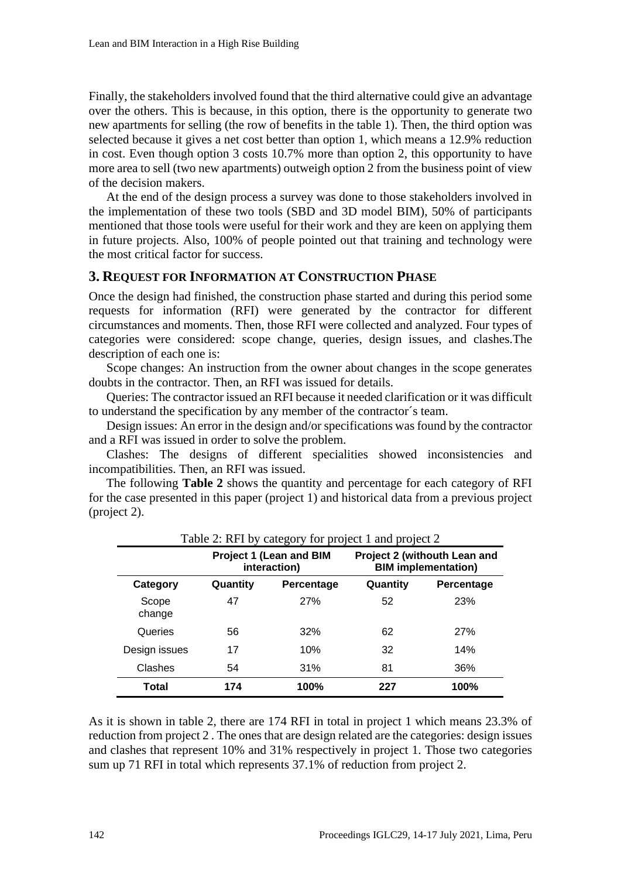Finally, the stakeholders involved found that the third alternative could give an advantage over the others. This is because, in this option, there is the opportunity to generate two new apartments for selling (the row of benefits in the table 1). Then, the third option was selected because it gives a net cost better than option 1, which means a 12.9% reduction in cost. Even though option 3 costs 10.7% more than option 2, this opportunity to have more area to sell (two new apartments) outweigh option 2 from the business point of view of the decision makers.

At the end of the design process a survey was done to those stakeholders involved in the implementation of these two tools (SBD and 3D model BIM), 50% of participants mentioned that those tools were useful for their work and they are keen on applying them in future projects. Also, 100% of people pointed out that training and technology were the most critical factor for success.

## 3. Request for Information at Construction Phase

Once the design had finished, the construction phase started and during this period some requests for information (RFI) were generated by the contractor for different circumstances and moments. Then, those RFI were collected and analyzed. Four types of categories were considered: scope change, queries, design issues, and clashes.The description of each one is:

Scope changes: An instruction from the owner about changes in the scope generates doubts in the contractor. Then, an RFI was issued for details.

Queries: The contractor issued an RFI because it needed clarification or it was difficult to understand the specification by any member of the contractor´s team.

Design issues: An error in the design and/or specifications was found by the contractor and a RFI was issued in order to solve the problem.

Clashes: The designs of different specialities showed inconsistencies and incompatibilities. Then, an RFI was issued.

The following **Table 2** shows the quantity and percentage for each category of RFI for the case presented in this paper (project 1) and historical data from a previous project (project 2).

Table 2: RFI by category for project 1 and project 2

| | Project 1 (Lean and BIM interaction) | | Project 2 (withouth Lean and BIM implementation) | |
|---|---|---|---|---|
| **Category** | **Quantity** | **Percentage** | **Quantity** | **Percentage** |
| Scope change | 47 | 27% | 52 | 23% |
| Queries | 56 | 32% | 62 | 27% |
| Design issues | 17 | 10% | 32 | 14% |
| Clashes | 54 | 31% | 81 | 36% |
| **Total** | **174** | **100%** | **227** | **100%** |

As it is shown in table 2, there are 174 RFI in total in project 1 which means 23.3% of reduction from project 2 . The ones that are design related are the categories: design issues and clashes that represent 10% and 31% respectively in project 1. Those two categories sum up 71 RFI in total which represents 37.1% of reduction from project 2.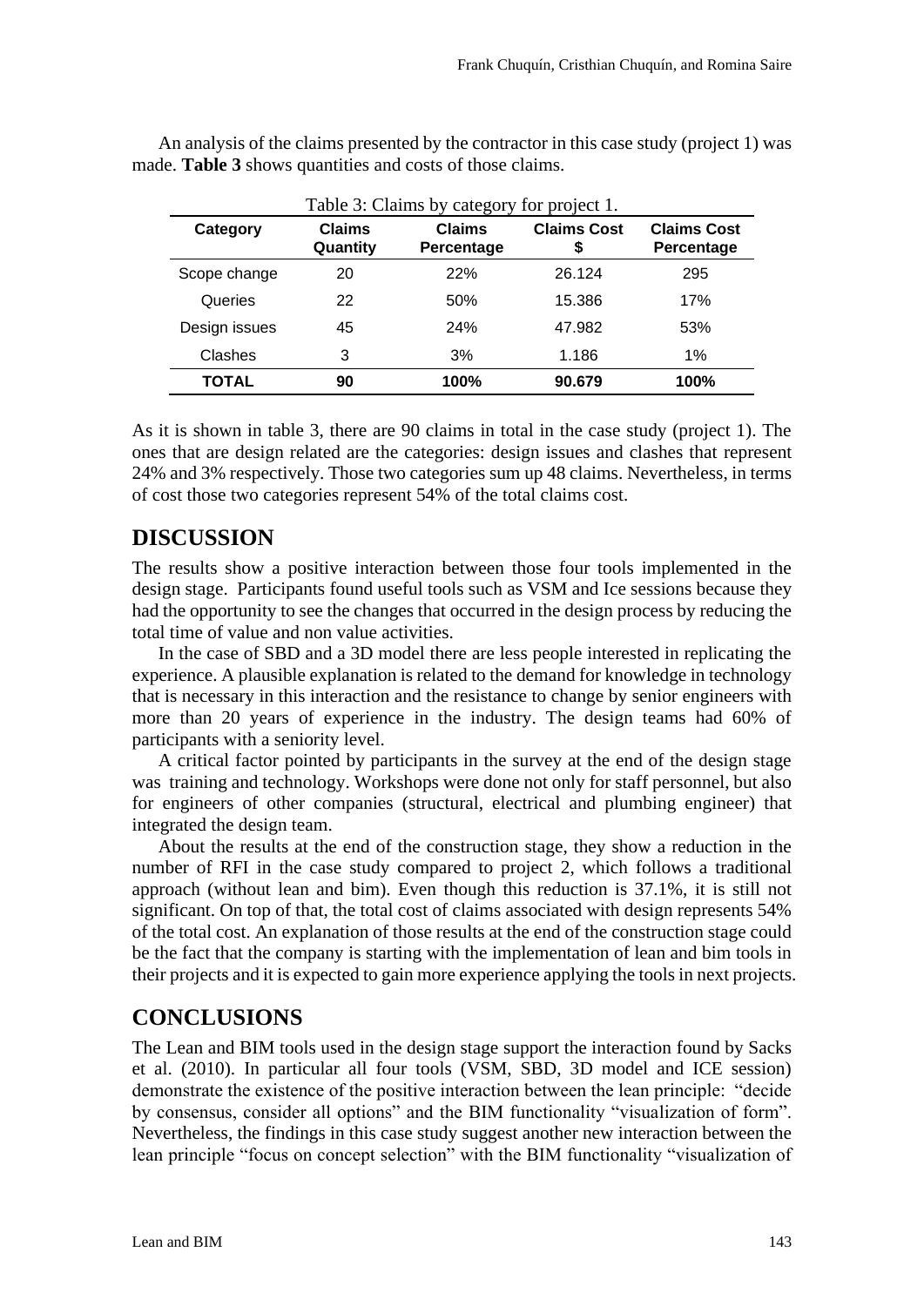An analysis of the claims presented by the contractor in this case study (project 1) was made. **Table 3** shows quantities and costs of those claims.

Table 3: Claims by category for project 1.

| Category | Claims Quantity | Claims Percentage | Claims Cost $ | Claims Cost Percentage |
|---|---|---|---|---|
| Scope change | 20 | 22% | 26.124 | 295 |
| Queries | 22 | 50% | 15.386 | 17% |
| Design issues | 45 | 24% | 47.982 | 53% |
| Clashes | 3 | 3% | 1.186 | 1% |
| **TOTAL** | **90** | **100%** | **90.679** | **100%** |

As it is shown in table 3, there are 90 claims in total in the case study (project 1). The ones that are design related are the categories: design issues and clashes that represent 24% and 3% respectively. Those two categories sum up 48 claims. Nevertheless, in terms of cost those two categories represent 54% of the total claims cost.

## DISCUSSION

The results show a positive interaction between those four tools implemented in the design stage. Participants found useful tools such as VSM and Ice sessions because they had the opportunity to see the changes that occurred in the design process by reducing the total time of value and non value activities.

In the case of SBD and a 3D model there are less people interested in replicating the experience. A plausible explanation is related to the demand for knowledge in technology that is necessary in this interaction and the resistance to change by senior engineers with more than 20 years of experience in the industry. The design teams had 60% of participants with a seniority level.

A critical factor pointed by participants in the survey at the end of the design stage was training and technology. Workshops were done not only for staff personnel, but also for engineers of other companies (structural, electrical and plumbing engineer) that integrated the design team.

About the results at the end of the construction stage, they show a reduction in the number of RFI in the case study compared to project 2, which follows a traditional approach (without lean and bim). Even though this reduction is 37.1%, it is still not significant. On top of that, the total cost of claims associated with design represents 54% of the total cost. An explanation of those results at the end of the construction stage could be the fact that the company is starting with the implementation of lean and bim tools in their projects and it is expected to gain more experience applying the tools in next projects.

## CONCLUSIONS

The Lean and BIM tools used in the design stage support the interaction found by Sacks et al. (2010). In particular all four tools (VSM, SBD, 3D model and ICE session) demonstrate the existence of the positive interaction between the lean principle: "decide by consensus, consider all options" and the BIM functionality "visualization of form". Nevertheless, the findings in this case study suggest another new interaction between the lean principle "focus on concept selection" with the BIM functionality "visualization of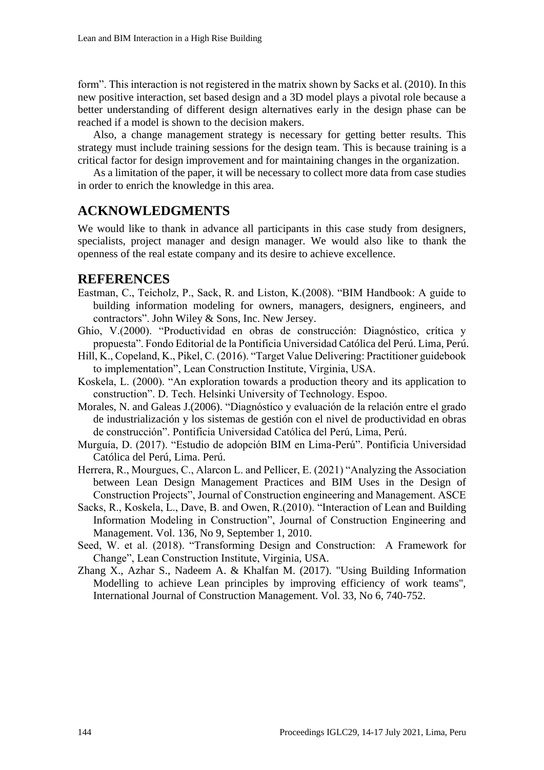form". This interaction is not registered in the matrix shown by Sacks et al. (2010). In this new positive interaction, set based design and a 3D model plays a pivotal role because a better understanding of different design alternatives early in the design phase can be reached if a model is shown to the decision makers.

Also, a change management strategy is necessary for getting better results. This strategy must include training sessions for the design team. This is because training is a critical factor for design improvement and for maintaining changes in the organization.

As a limitation of the paper, it will be necessary to collect more data from case studies in order to enrich the knowledge in this area.

## ACKNOWLEDGMENTS

We would like to thank in advance all participants in this case study from designers, specialists, project manager and design manager. We would also like to thank the openness of the real estate company and its desire to achieve excellence.

## REFERENCES

Eastman, C., Teicholz, P., Sack, R. and Liston, K.(2008). "BIM Handbook: A guide to building information modeling for owners, managers, designers, engineers, and contractors". John Wiley & Sons, Inc. New Jersey.

Ghio, V.(2000). "Productividad en obras de construcción: Diagnóstico, crítica y propuesta". Fondo Editorial de la Pontificia Universidad Católica del Perú. Lima, Perú.

Hill, K., Copeland, K., Pikel, C. (2016). "Target Value Delivering: Practitioner guidebook to implementation", Lean Construction Institute, Virginia, USA.

Koskela, L. (2000). "An exploration towards a production theory and its application to construction". D. Tech. Helsinki University of Technology. Espoo.

Morales, N. and Galeas J.(2006). "Diagnóstico y evaluación de la relación entre el grado de industrialización y los sistemas de gestión con el nivel de productividad en obras de construcción". Pontificia Universidad Católica del Perú, Lima, Perú.

Murguía, D. (2017). "Estudio de adopción BIM en Lima-Perú". Pontificia Universidad Católica del Perú, Lima. Perú.

Herrera, R., Mourgues, C., Alarcon L. and Pellicer, E. (2021) "Analyzing the Association between Lean Design Management Practices and BIM Uses in the Design of Construction Projects", Journal of Construction engineering and Management. ASCE

Sacks, R., Koskela, L., Dave, B. and Owen, R.(2010). "Interaction of Lean and Building Information Modeling in Construction", Journal of Construction Engineering and Management. Vol. 136, No 9, September 1, 2010.

Seed, W. et al. (2018). "Transforming Design and Construction: A Framework for Change", Lean Construction Institute, Virginia, USA.

Zhang X., Azhar S., Nadeem A. & Khalfan M. (2017). "Using Building Information Modelling to achieve Lean principles by improving efficiency of work teams", International Journal of Construction Management. Vol. 33, No 6, 740-752.